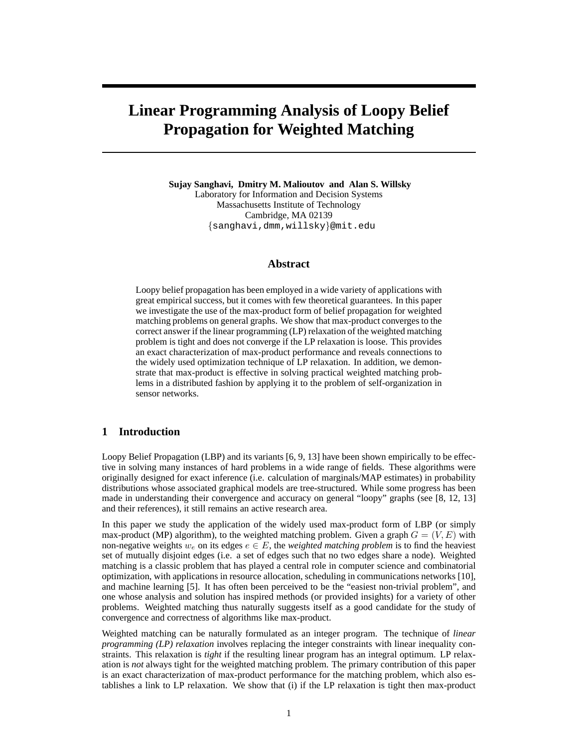# Linear Programming Analysis of Loopy Belief Propagation for Weighted Matching

**Sujay Sanghavi, Dmitry M. Malioutov and Alan S. Willsky**
Laboratory for Information and Decision Systems
Massachusetts Institute of Technology
Cambridge, MA 02139
{sanghavi,dmm,willsky}@mit.edu

## Abstract

Loopy belief propagation has been employed in a wide variety of applications with great empirical success, but it comes with few theoretical guarantees. In this paper we investigate the use of the max-product form of belief propagation for weighted matching problems on general graphs. We show that max-product converges to the correct answer if the linear programming (LP) relaxation of the weighted matching problem is tight and does not converge if the LP relaxation is loose. This provides an exact characterization of max-product performance and reveals connections to the widely used optimization technique of LP relaxation. In addition, we demonstrate that max-product is effective in solving practical weighted matching problems in a distributed fashion by applying it to the problem of self-organization in sensor networks.

## 1 Introduction

Loopy Belief Propagation (LBP) and its variants [6, 9, 13] have been shown empirically to be effective in solving many instances of hard problems in a wide range of fields. These algorithms were originally designed for exact inference (i.e. calculation of marginals/MAP estimates) in probability distributions whose associated graphical models are tree-structured. While some progress has been made in understanding their convergence and accuracy on general "loopy" graphs (see [8, 12, 13] and their references), it still remains an active research area.

In this paper we study the application of the widely used max-product form of LBP (or simply max-product (MP) algorithm), to the weighted matching problem. Given a graph $G = (V, E)$ with non-negative weights $w_e$ on its edges $e \in E$, the *weighted matching problem* is to find the heaviest set of mutually disjoint edges (i.e. a set of edges such that no two edges share a node). Weighted matching is a classic problem that has played a central role in computer science and combinatorial optimization, with applications in resource allocation, scheduling in communications networks [10], and machine learning [5]. It has often been perceived to be the "easiest non-trivial problem", and one whose analysis and solution has inspired methods (or provided insights) for a variety of other problems. Weighted matching thus naturally suggests itself as a good candidate for the study of convergence and correctness of algorithms like max-product.

Weighted matching can be naturally formulated as an integer program. The technique of *linear programming (LP) relaxation* involves replacing the integer constraints with linear inequality constraints. This relaxation is *tight* if the resulting linear program has an integral optimum. LP relaxation is *not* always tight for the weighted matching problem. The primary contribution of this paper is an exact characterization of max-product performance for the matching problem, which also establishes a link to LP relaxation. We show that (i) if the LP relaxation is tight then max-product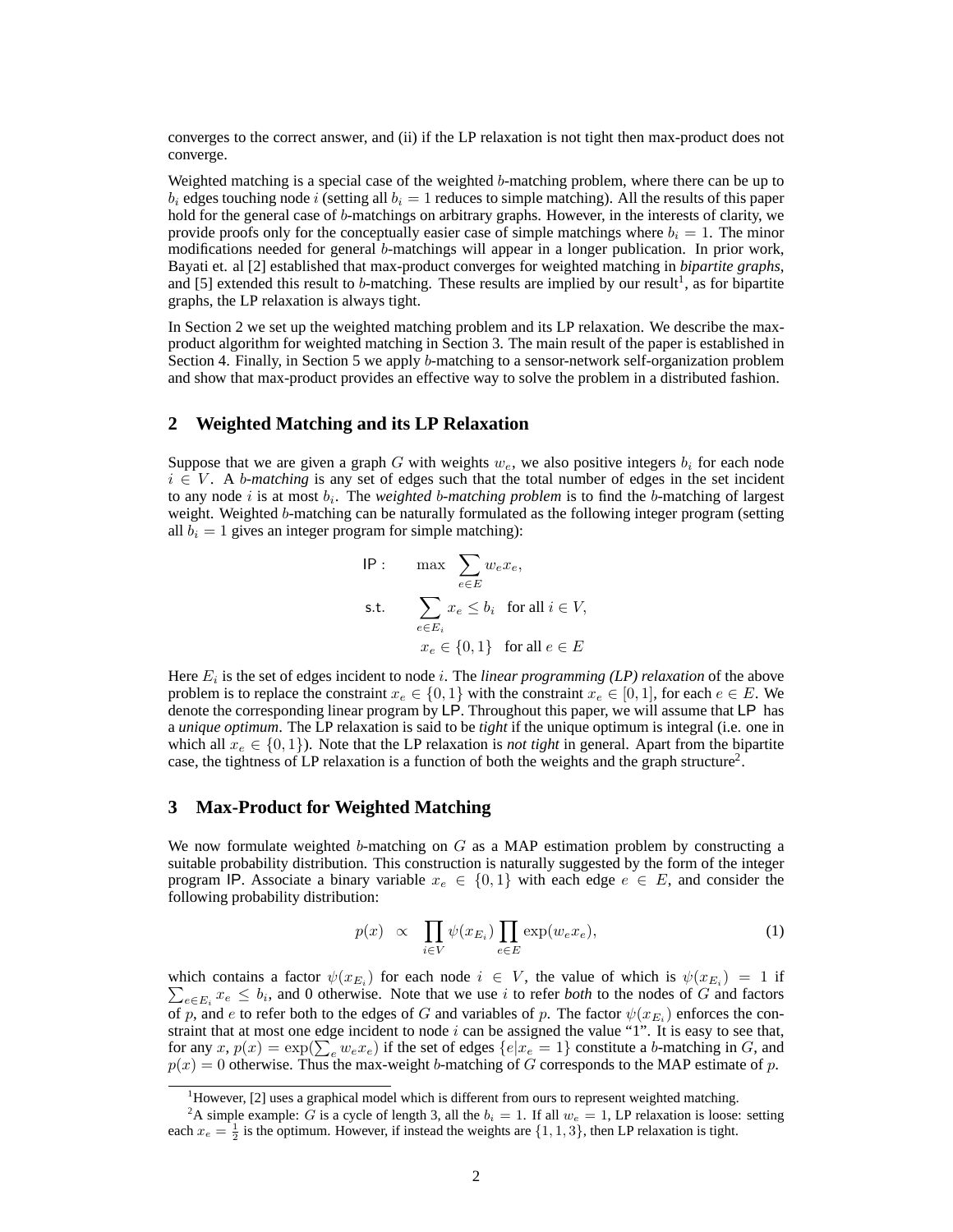converges to the correct answer, and (ii) if the LP relaxation is not tight then max-product does not converge.

Weighted matching is a special case of the weighted $b$-matching problem, where there can be up to $b_i$ edges touching node $i$ (setting all $b_i = 1$ reduces to simple matching). All the results of this paper hold for the general case of $b$-matchings on arbitrary graphs. However, in the interests of clarity, we provide proofs only for the conceptually easier case of simple matchings where $b_i = 1$. The minor modifications needed for general $b$-matchings will appear in a longer publication. In prior work, Bayati et. al [2] established that max-product converges for weighted matching in *bipartite graphs*, and [5] extended this result to $b$-matching. These results are implied by our result[1], as for bipartite graphs, the LP relaxation is always tight.

In Section 2 we set up the weighted matching problem and its LP relaxation. We describe the max-product algorithm for weighted matching in Section 3. The main result of the paper is established in Section 4. Finally, in Section 5 we apply $b$-matching to a sensor-network self-organization problem and show that max-product provides an effective way to solve the problem in a distributed fashion.

## 2 Weighted Matching and its LP Relaxation

Suppose that we are given a graph $G$ with weights $w_e$, we also positive integers $b_i$ for each node $i \in V$. A *$b$-matching* is any set of edges such that the total number of edges in the set incident to any node $i$ is at most $b_i$. The *weighted $b$-matching problem* is to find the $b$-matching of largest weight. Weighted $b$-matching can be naturally formulated as the following integer program (setting all $b_i = 1$ gives an integer program for simple matching):

$$
\begin{aligned}
\mathsf{IP}: \quad & \max \sum_{e \in E} w_e x_e, \\
\text{s.t.} \quad & \sum_{e \in E_i} x_e \leq b_i \quad \text{for all } i \in V, \\
& x_e \in \{0, 1\} \quad \text{for all } e \in E
\end{aligned}
$$

Here $E_i$ is the set of edges incident to node $i$. The *linear programming (LP) relaxation* of the above problem is to replace the constraint $x_e \in \{0, 1\}$ with the constraint $x_e \in [0, 1]$, for each $e \in E$. We denote the corresponding linear program by $\mathsf{LP}$. Throughout this paper, we will assume that $\mathsf{LP}$ has a *unique optimum*. The LP relaxation is said to be *tight* if the unique optimum is integral (i.e. one in which all $x_e \in \{0, 1\}$). Note that the LP relaxation is *not tight* in general. Apart from the bipartite case, the tightness of LP relaxation is a function of both the weights and the graph structure[2].

## 3 Max-Product for Weighted Matching

We now formulate weighted $b$-matching on $G$ as a MAP estimation problem by constructing a suitable probability distribution. This construction is naturally suggested by the form of the integer program $\mathsf{IP}$. Associate a binary variable $x_e \in \{0, 1\}$ with each edge $e \in E$, and consider the following probability distribution:

$$
p(x) \propto \prod_{i \in V} \psi(x_{E_i}) \prod_{e \in E} \exp(w_e x_e), \tag{1}
$$

which contains a factor $\psi(x_{E_i})$ for each node $i \in V$, the value of which is $\psi(x_{E_i}) = 1$ if $\sum_{e \in E_i} x_e \leq b_i$, and 0 otherwise. Note that we use $i$ to refer *both* to the nodes of $G$ and factors of $p$, and $e$ to refer both to the edges of $G$ and variables of $p$. The factor $\psi(x_{E_i})$ enforces the constraint that at most one edge incident to node $i$ can be assigned the value "1". It is easy to see that, for any $x$, $p(x) = \exp(\sum_e w_e x_e)$ if the set of edges $\{e | x_e = 1\}$ constitute a $b$-matching in $G$, and $p(x) = 0$ otherwise. Thus the max-weight $b$-matching of $G$ corresponds to the MAP estimate of $p$.

---

[1] However, [2] uses a graphical model which is different from ours to represent weighted matching.

[2] A simple example: $G$ is a cycle of length 3, all the $b_i = 1$. If all $w_e = 1$, LP relaxation is loose: setting each $x_e = \frac{1}{2}$ is the optimum. However, if instead the weights are $\{1, 1, 3\}$, then LP relaxation is tight.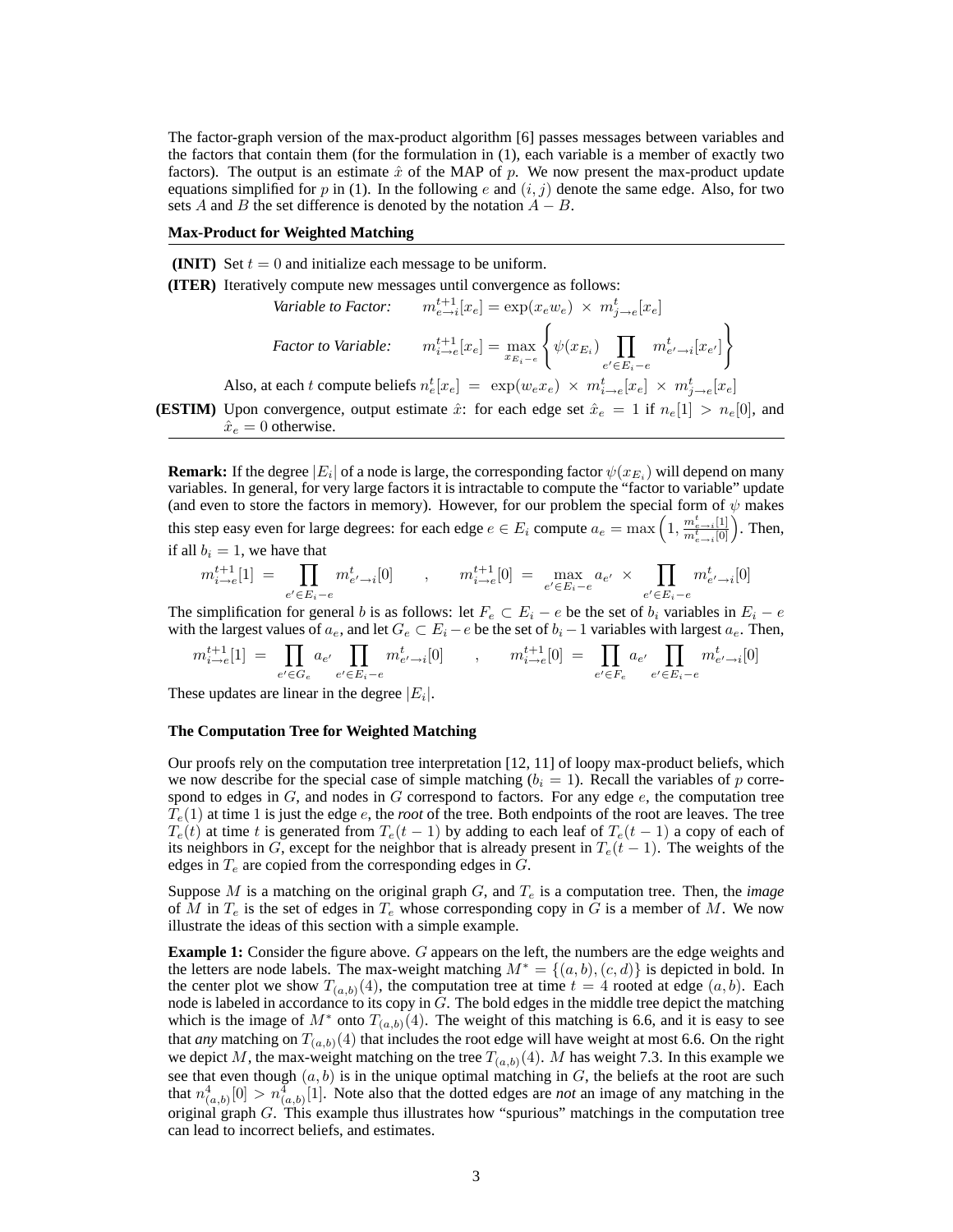The factor-graph version of the max-product algorithm [6] passes messages between variables and the factors that contain them (for the formulation in (1), each variable is a member of exactly two factors). The output is an estimate $\hat{x}$ of the MAP of $p$. We now present the max-product update equations simplified for $p$ in (1). In the following $e$ and $(i, j)$ denote the same edge. Also, for two sets $A$ and $B$ the set difference is denoted by the notation $A - B$.

**Max-Product for Weighted Matching**

**(INIT)** Set $t = 0$ and initialize each message to be uniform.

**(ITER)** Iteratively compute new messages until convergence as follows:

*Variable to Factor:*
$$m_{e\to i}^{t+1}[x_e] = \exp(x_e w_e) \times m_{j\to e}^{t}[x_e]$$

*Factor to Variable:*
$$m_{i\to e}^{t+1}[x_e] = \max_{x_{E_i - e}} \left\{ \psi(x_{E_i}) \prod_{e' \in E_i - e} m_{e'\to i}^{t}[x_{e'}] \right\}$$

Also, at each $t$ compute beliefs $n_e^t[x_e] = \exp(w_e x_e) \times m_{i\to e}^t[x_e] \times m_{j\to e}^t[x_e]$

**(ESTIM)** Upon convergence, output estimate $\hat{x}$: for each edge set $\hat{x}_e = 1$ if $n_e[1] > n_e[0]$, and $\hat{x}_e = 0$ otherwise.

**Remark:** If the degree $|E_i|$ of a node is large, the corresponding factor $\psi(x_{E_i})$ will depend on many variables. In general, for very large factors it is intractable to compute the "factor to variable" update (and even to store the factors in memory). However, for our problem the special form of $\psi$ makes this step easy even for large degrees: for each edge $e \in E_i$ compute $a_e = \max\left(1, \frac{m_{e\to i}^t[1]}{m_{e\to i}^t[0]}\right)$. Then, if all $b_i = 1$, we have that

$$m_{i\to e}^{t+1}[1] = \prod_{e' \in E_i - e} m_{e'\to i}^t[0] \quad , \quad m_{i\to e}^{t+1}[0] = \max_{e' \in E_i - e} a_{e'} \times \prod_{e' \in E_i - e} m_{e'\to i}^t[0]$$

The simplification for general $b$ is as follows: let $F_e \subset E_i - e$ be the set of $b_i$ variables in $E_i - e$ with the largest values of $a_e$, and let $G_e \subset E_i - e$ be the set of $b_i - 1$ variables with largest $a_e$. Then,

$$m_{i\to e}^{t+1}[1] = \prod_{e' \in G_e} a_{e'} \prod_{e' \in E_i - e} m_{e'\to i}^t[0] \quad , \quad m_{i\to e}^{t+1}[0] = \prod_{e' \in F_e} a_{e'} \prod_{e' \in E_i - e} m_{e'\to i}^t[0]$$

These updates are linear in the degree $|E_i|$.

### The Computation Tree for Weighted Matching

Our proofs rely on the computation tree interpretation [12, 11] of loopy max-product beliefs, which we now describe for the special case of simple matching ($b_i = 1$). Recall the variables of $p$ correspond to edges in $G$, and nodes in $G$ correspond to factors. For any edge $e$, the computation tree $T_e(1)$ at time 1 is just the edge $e$, the *root* of the tree. Both endpoints of the root are leaves. The tree $T_e(t)$ at time $t$ is generated from $T_e(t-1)$ by adding to each leaf of $T_e(t-1)$ a copy of each of its neighbors in $G$, except for the neighbor that is already present in $T_e(t-1)$. The weights of the edges in $T_e$ are copied from the corresponding edges in $G$.

Suppose $M$ is a matching on the original graph $G$, and $T_e$ is a computation tree. Then, the *image* of $M$ in $T_e$ is the set of edges in $T_e$ whose corresponding copy in $G$ is a member of $M$. We now illustrate the ideas of this section with a simple example.

**Example 1:** Consider the figure above. $G$ appears on the left, the numbers are the edge weights and the letters are node labels. The max-weight matching $M^* = \{(a, b), (c, d)\}$ is depicted in bold. In the center plot we show $T_{(a,b)}(4)$, the computation tree at time $t = 4$ rooted at edge $(a, b)$. Each node is labeled in accordance to its copy in $G$. The bold edges in the middle tree depict the matching which is the image of $M^*$ onto $T_{(a,b)}(4)$. The weight of this matching is 6.6, and it is easy to see that *any* matching on $T_{(a,b)}(4)$ that includes the root edge will have weight at most 6.6. On the right we depict $M$, the max-weight matching on the tree $T_{(a,b)}(4)$. $M$ has weight 7.3. In this example we see that even though $(a, b)$ is in the unique optimal matching in $G$, the beliefs at the root are such that $n_{(a,b)}^4[0] > n_{(a,b)}^4[1]$. Note also that the dotted edges are *not* an image of any matching in the original graph $G$. This example thus illustrates how "spurious" matchings in the computation tree can lead to incorrect beliefs, and estimates.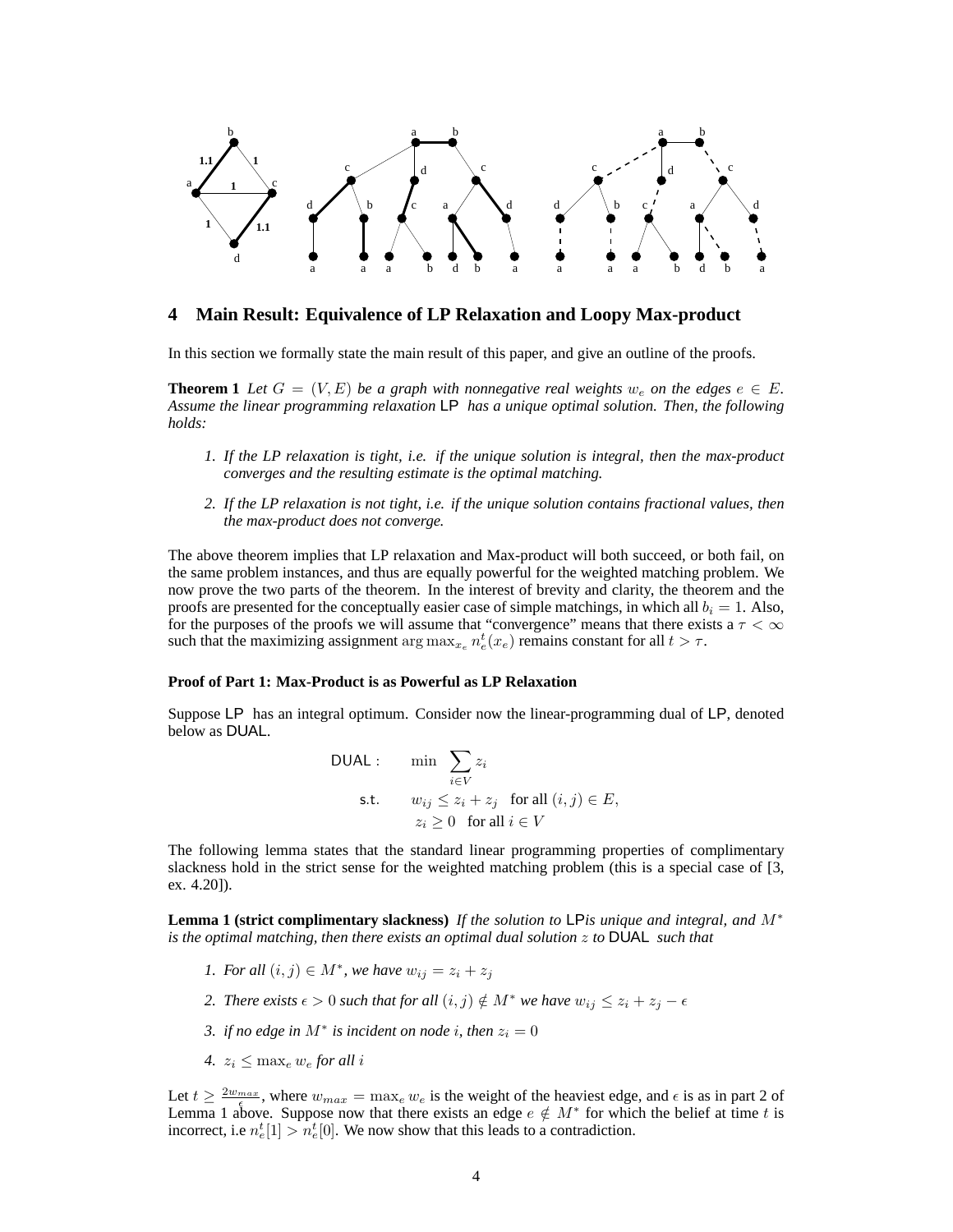## 4 Main Result: Equivalence of LP Relaxation and Loopy Max-product

In this section we formally state the main result of this paper, and give an outline of the proofs.

**Theorem 1** *Let $G = (V, E)$ be a graph with nonnegative real weights $w_e$ on the edges $e \in E$. Assume the linear programming relaxation* LP *has a unique optimal solution. Then, the following holds:*

1. *If the LP relaxation is tight, i.e. if the unique solution is integral, then the max-product converges and the resulting estimate is the optimal matching.*
2. *If the LP relaxation is not tight, i.e. if the unique solution contains fractional values, then the max-product does not converge.*

The above theorem implies that LP relaxation and Max-product will both succeed, or both fail, on the same problem instances, and thus are equally powerful for the weighted matching problem. We now prove the two parts of the theorem. In the interest of brevity and clarity, the theorem and the proofs are presented for the conceptually easier case of simple matchings, in which all $b_i = 1$. Also, for the purposes of the proofs we will assume that "convergence" means that there exists a $\tau < \infty$ such that the maximizing assignment $\arg\max_{x_e} n_e^t(x_e)$ remains constant for all $t > \tau$.

#### Proof of Part 1: Max-Product is as Powerful as LP Relaxation

Suppose LP has an integral optimum. Consider now the linear-programming dual of LP, denoted below as DUAL.

$$
\begin{aligned}
\text{DUAL}: \quad & \min \sum_{i \in V} z_i \\
\text{s.t.} \quad & w_{ij} \leq z_i + z_j \quad \text{for all } (i,j) \in E, \\
& z_i \geq 0 \quad \text{for all } i \in V
\end{aligned}
$$

The following lemma states that the standard linear programming properties of complimentary slackness hold in the strict sense for the weighted matching problem (this is a special case of [3, ex. 4.20]).

**Lemma 1 (strict complimentary slackness)** *If the solution to* LP*is unique and integral, and $M^*$ is the optimal matching, then there exists an optimal dual solution $z$ to* DUAL *such that*

1. *For all $(i,j) \in M^*$, we have $w_{ij} = z_i + z_j$*
2. *There exists $\epsilon > 0$ such that for all $(i,j) \notin M^*$ we have $w_{ij} \leq z_i + z_j - \epsilon$*
3. *if no edge in $M^*$ is incident on node $i$, then $z_i = 0$*
4. *$z_i \leq \max_e w_e$ for all $i$*

Let $t \geq \frac{2w_{max}}{\epsilon}$, where $w_{max} = \max_e w_e$ is the weight of the heaviest edge, and $\epsilon$ is as in part 2 of Lemma 1 above. Suppose now that there exists an edge $e \notin M^*$ for which the belief at time $t$ is incorrect, i.e $n_e^t[1] > n_e^t[0]$. We now show that this leads to a contradiction.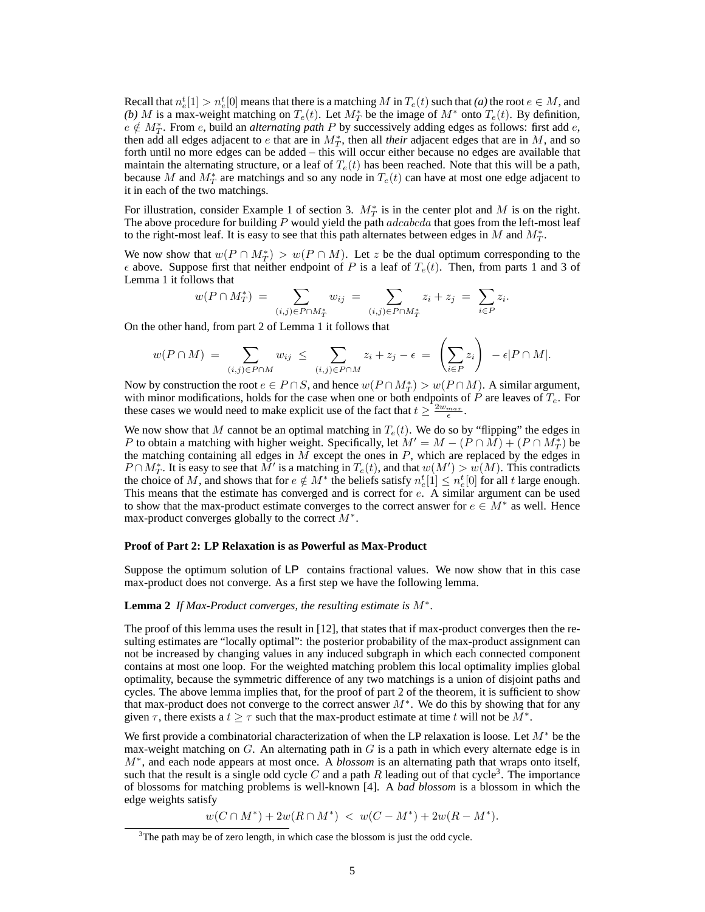Recall that $n_e^t[1] > n_e^t[0]$ means that there is a matching $M$ in $T_e(t)$ such that *(a)* the root $e \in M$, and *(b)* $M$ is a max-weight matching on $T_e(t)$. Let $M_T^*$ be the image of $M^*$ onto $T_e(t)$. By definition, $e \notin M_T^*$. From $e$, build an *alternating path* $P$ by successively adding edges as follows: first add $e$, then add all edges adjacent to $e$ that are in $M_T^*$, then all *their* adjacent edges that are in $M$, and so forth until no more edges can be added – this will occur either because no edges are available that maintain the alternating structure, or a leaf of $T_e(t)$ has been reached. Note that this will be a path, because $M$ and $M_T^*$ are matchings and so any node in $T_e(t)$ can have at most one edge adjacent to it in each of the two matchings.

For illustration, consider Example 1 of section 3. $M_T^*$ is in the center plot and $M$ is on the right. The above procedure for building $P$ would yield the path $adcabcda$ that goes from the left-most leaf to the right-most leaf. It is easy to see that this path alternates between edges in $M$ and $M_T^*$.

We now show that $w(P \cap M_T^*) > w(P \cap M)$. Let $z$ be the dual optimum corresponding to the $\epsilon$ above. Suppose first that neither endpoint of $P$ is a leaf of $T_e(t)$. Then, from parts 1 and 3 of Lemma 1 it follows that

$$w(P \cap M_T^*) \;=\; \sum_{(i,j)\in P\cap M_T^*} w_{ij} \;=\; \sum_{(i,j)\in P\cap M_T^*} z_i + z_j \;=\; \sum_{i\in P} z_i.$$

On the other hand, from part 2 of Lemma 1 it follows that

$$w(P \cap M) \;=\; \sum_{(i,j)\in P\cap M} w_{ij} \;\le\; \sum_{(i,j)\in P\cap M} z_i + z_j - \epsilon \;=\; \left(\sum_{i\in P} z_i\right) \;-\epsilon|P\cap M|.$$

Now by construction the root $e \in P \cap S$, and hence $w(P \cap M_T^*) > w(P \cap M)$. A similar argument, with minor modifications, holds for the case when one or both endpoints of $P$ are leaves of $T_e$. For these cases we would need to make explicit use of the fact that $t \ge \frac{2w_{max}}{\epsilon}$.

We now show that $M$ cannot be an optimal matching in $T_e(t)$. We do so by "flipping" the edges in $P$ to obtain a matching with higher weight. Specifically, let $M' = M - (P \cap M) + (P \cap M_T^*)$ be the matching containing all edges in $M$ except the ones in $P$, which are replaced by the edges in $P \cap M_T^*$. It is easy to see that $M'$ is a matching in $T_e(t)$, and that $w(M') > w(M)$. This contradicts the choice of $M$, and shows that for $e \notin M^*$ the beliefs satisfy $n_e^t[1] \le n_e^t[0]$ for all $t$ large enough. This means that the estimate has converged and is correct for $e$. A similar argument can be used to show that the max-product estimate converges to the correct answer for $e \in M^*$ as well. Hence max-product converges globally to the correct $M^*$.

**Proof of Part 2: LP Relaxation is as Powerful as Max-Product**

Suppose the optimum solution of LP contains fractional values. We now show that in this case max-product does not converge. As a first step we have the following lemma.

**Lemma 2** *If Max-Product converges, the resulting estimate is $M^*$.*

The proof of this lemma uses the result in [12], that states that if max-product converges then the resulting estimates are "locally optimal": the posterior probability of the max-product assignment can not be increased by changing values in any induced subgraph in which each connected component contains at most one loop. For the weighted matching problem this local optimality implies global optimality, because the symmetric difference of any two matchings is a union of disjoint paths and cycles. The above lemma implies that, for the proof of part 2 of the theorem, it is sufficient to show that max-product does not converge to the correct answer $M^*$. We do this by showing that for any given $\tau$, there exists a $t \ge \tau$ such that the max-product estimate at time $t$ will not be $M^*$.

We first provide a combinatorial characterization of when the LP relaxation is loose. Let $M^*$ be the max-weight matching on $G$. An alternating path in $G$ is a path in which every alternate edge is in $M^*$, and each node appears at most once. A *blossom* is an alternating path that wraps onto itself, such that the result is a single odd cycle $C$ and a path $R$ leading out of that cycle[3]. The importance of blossoms for matching problems is well-known [4]. A *bad blossom* is a blossom in which the edge weights satisfy

$$w(C \cap M^*) + 2w(R \cap M^*) \;<\; w(C - M^*) + 2w(R - M^*).$$

[3] The path may be of zero length, in which case the blossom is just the odd cycle.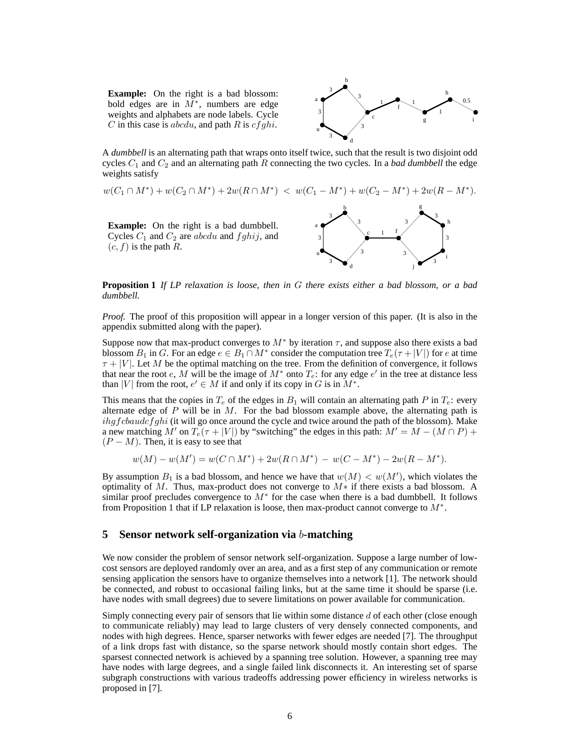**Example:** On the right is a bad blossom: bold edges are in $M^*$, numbers are edge weights and alphabets are node labels. Cycle $C$ in this case is $abcdu$, and path $R$ is $cfghi$.

A *dumbbell* is an alternating path that wraps onto itself twice, such that the result is two disjoint odd cycles $C_1$ and $C_2$ and an alternating path $R$ connecting the two cycles. In a *bad dumbbell* the edge weights satisfy

$$w(C_1 \cap M^*) + w(C_2 \cap M^*) + 2w(R \cap M^*) \ < \ w(C_1 - M^*) + w(C_2 - M^*) + 2w(R - M^*).$$

**Example:** On the right is a bad dumbbell. Cycles $C_1$ and $C_2$ are $abcdu$ and $fghij$, and $(c, f)$ is the path $R$.

**Proposition 1** *If LP relaxation is loose, then in $G$ there exists either a bad blossom, or a bad dumbbell.*

*Proof.* The proof of this proposition will appear in a longer version of this paper. (It is also in the appendix submitted along with the paper).

Suppose now that max-product converges to $M^*$ by iteration $\tau$, and suppose also there exists a bad blossom $B_1$ in $G$. For an edge $e \in B_1 \cap M^*$ consider the computation tree $T_e(\tau + |V|)$ for $e$ at time $\tau + |V|$. Let $M$ be the optimal matching on the tree. From the definition of convergence, it follows that near the root $e$, $M$ will be the image of $M^*$ onto $T_e$: for any edge $e'$ in the tree at distance less than $|V|$ from the root, $e' \in M$ if and only if its copy in $G$ is in $M^*$.

This means that the copies in $T_e$ of the edges in $B_1$ will contain an alternating path $P$ in $T_e$: every alternate edge of $P$ will be in $M$. For the bad blossom example above, the alternating path is $ihgfcbaudcfghi$ (it will go once around the cycle and twice around the path of the blossom). Make a new matching $M'$ on $T_e(\tau + |V|)$ by "switching" the edges in this path: $M' = M - (M \cap P) + (P - M)$. Then, it is easy to see that

$$w(M) - w(M') = w(C \cap M^*) + 2w(R \cap M^*) \ - \ w(C - M^*) - 2w(R - M^*).$$

By assumption $B_1$ is a bad blossom, and hence we have that $w(M) < w(M')$, which violates the optimality of $M$. Thus, max-product does not converge to $M*$ if there exists a bad blossom. A similar proof precludes convergence to $M^*$ for the case when there is a bad dumbbell. It follows from Proposition 1 that if LP relaxation is loose, then max-product cannot converge to $M^*$.

## 5 Sensor network self-organization via $b$-matching

We now consider the problem of sensor network self-organization. Suppose a large number of low-cost sensors are deployed randomly over an area, and as a first step of any communication or remote sensing application the sensors have to organize themselves into a network [1]. The network should be connected, and robust to occasional failing links, but at the same time it should be sparse (i.e. have nodes with small degrees) due to severe limitations on power available for communication.

Simply connecting every pair of sensors that lie within some distance $d$ of each other (close enough to communicate reliably) may lead to large clusters of very densely connected components, and nodes with high degrees. Hence, sparser networks with fewer edges are needed [7]. The throughput of a link drops fast with distance, so the sparse network should mostly contain short edges. The sparsest connected network is achieved by a spanning tree solution. However, a spanning tree may have nodes with large degrees, and a single failed link disconnects it. An interesting set of sparse subgraph constructions with various tradeoffs addressing power efficiency in wireless networks is proposed in [7].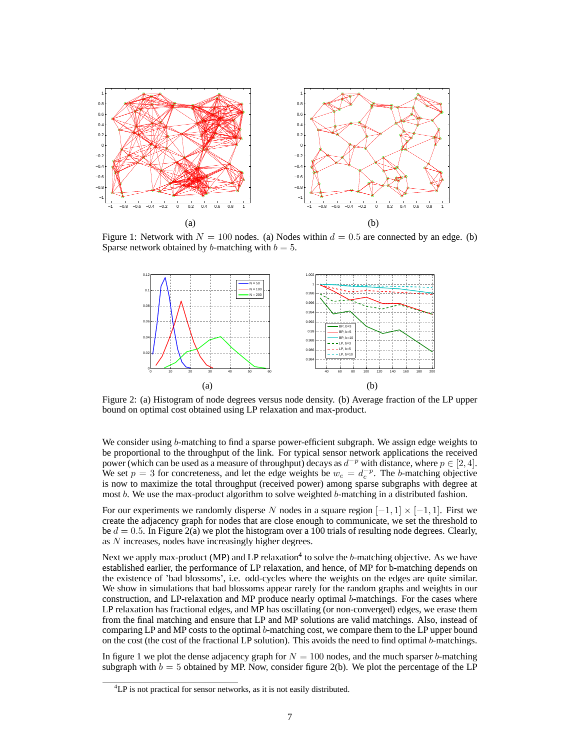Figure 1: Network with $N = 100$ nodes. (a) Nodes within $d = 0.5$ are connected by an edge. (b) Sparse network obtained by $b$-matching with $b = 5$.

Figure 2: (a) Histogram of node degrees versus node density. (b) Average fraction of the LP upper bound on optimal cost obtained using LP relaxation and max-product.

We consider using $b$-matching to find a sparse power-efficient subgraph. We assign edge weights to be proportional to the throughput of the link. For typical sensor network applications the received power (which can be used as a measure of throughput) decays as $d^{-p}$ with distance, where $p \in [2, 4]$. We set $p = 3$ for concreteness, and let the edge weights be $w_e = d_e^{-p}$. The $b$-matching objective is now to maximize the total throughput (received power) among sparse subgraphs with degree at most $b$. We use the max-product algorithm to solve weighted $b$-matching in a distributed fashion.

For our experiments we randomly disperse $N$ nodes in a square region $[-1, 1] \times [-1, 1]$. First we create the adjacency graph for nodes that are close enough to communicate, we set the threshold to be $d = 0.5$. In Figure 2(a) we plot the histogram over a 100 trials of resulting node degrees. Clearly, as $N$ increases, nodes have increasingly higher degrees.

Next we apply max-product (MP) and LP relaxation[4] to solve the $b$-matching objective. As we have established earlier, the performance of LP relaxation, and hence, of MP for b-matching depends on the existence of 'bad blossoms', i.e. odd-cycles where the weights on the edges are quite similar. We show in simulations that bad blossoms appear rarely for the random graphs and weights in our construction, and LP-relaxation and MP produce nearly optimal $b$-matchings. For the cases where LP relaxation has fractional edges, and MP has oscillating (or non-converged) edges, we erase them from the final matching and ensure that LP and MP solutions are valid matchings. Also, instead of comparing LP and MP costs to the optimal $b$-matching cost, we compare them to the LP upper bound on the cost (the cost of the fractional LP solution). This avoids the need to find optimal $b$-matchings.

In figure 1 we plot the dense adjacency graph for $N = 100$ nodes, and the much sparser $b$-matching subgraph with $b = 5$ obtained by MP. Now, consider figure 2(b). We plot the percentage of the LP

[4] LP is not practical for sensor networks, as it is not easily distributed.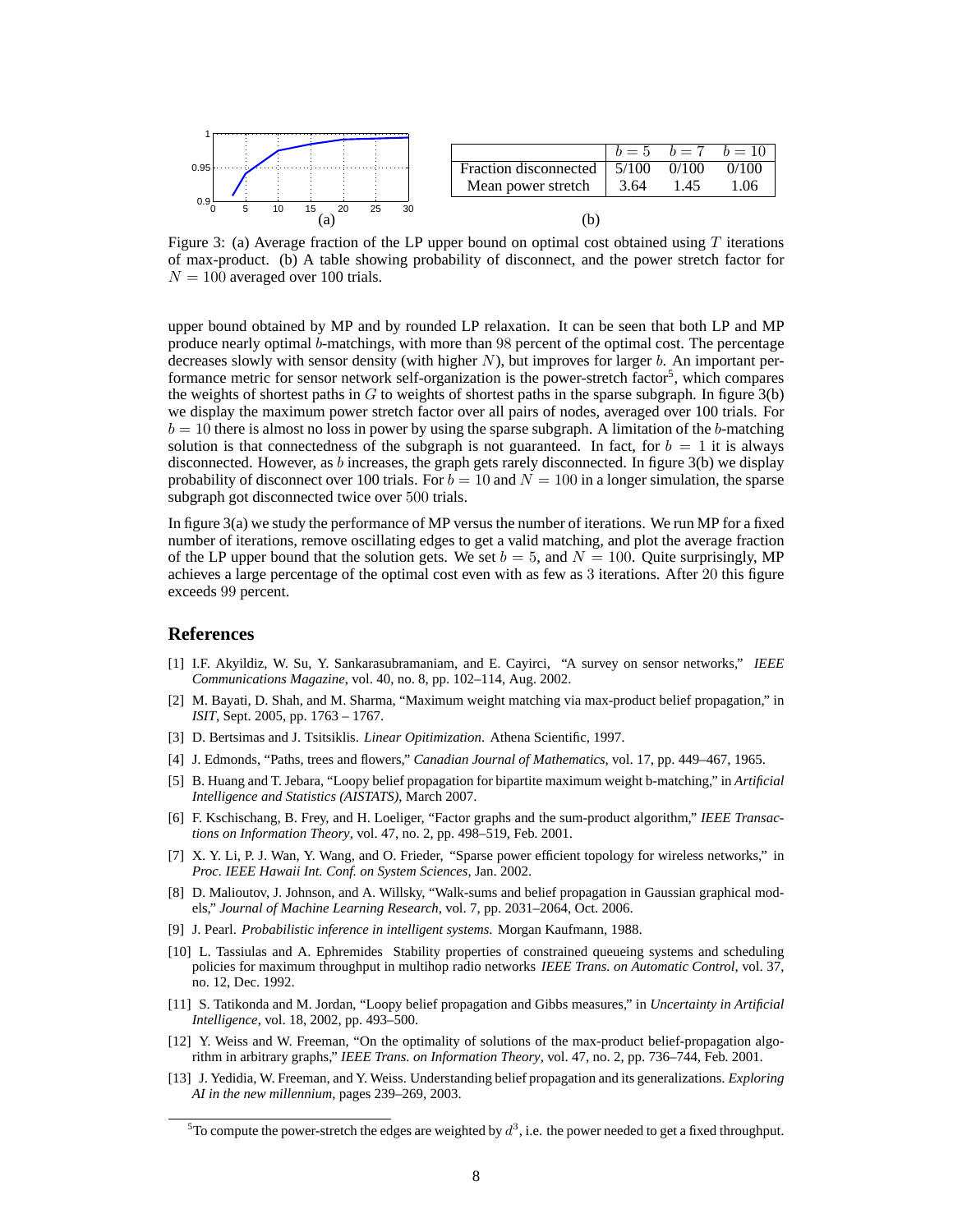1
0.95
0.9
0 5 10 15 20 25 30
(a)

| | $b = 5$ | $b = 7$ | $b = 10$ |
|---|---|---|---|
| Fraction disconnected | 5/100 | 0/100 | 0/100 |
| Mean power stretch | 3.64 | 1.45 | 1.06 |

(b)

Figure 3: (a) Average fraction of the LP upper bound on optimal cost obtained using $T$ iterations of max-product. (b) A table showing probability of disconnect, and the power stretch factor for $N = 100$ averaged over 100 trials.

upper bound obtained by MP and by rounded LP relaxation. It can be seen that both LP and MP produce nearly optimal $b$-matchings, with more than 98 percent of the optimal cost. The percentage decreases slowly with sensor density (with higher $N$), but improves for larger $b$. An important performance metric for sensor network self-organization is the power-stretch factor[5], which compares the weights of shortest paths in $G$ to weights of shortest paths in the sparse subgraph. In figure 3(b) we display the maximum power stretch factor over all pairs of nodes, averaged over 100 trials. For $b = 10$ there is almost no loss in power by using the sparse subgraph. A limitation of the $b$-matching solution is that connectedness of the subgraph is not guaranteed. In fact, for $b = 1$ it is always disconnected. However, as $b$ increases, the graph gets rarely disconnected. In figure 3(b) we display probability of disconnect over 100 trials. For $b = 10$ and $N = 100$ in a longer simulation, the sparse subgraph got disconnected twice over 500 trials.

In figure 3(a) we study the performance of MP versus the number of iterations. We run MP for a fixed number of iterations, remove oscillating edges to get a valid matching, and plot the average fraction of the LP upper bound that the solution gets. We set $b = 5$, and $N = 100$. Quite surprisingly, MP achieves a large percentage of the optimal cost even with as few as 3 iterations. After 20 this figure exceeds 99 percent.

## References

[1] I.F. Akyildiz, W. Su, Y. Sankarasubramaniam, and E. Cayirci, "A survey on sensor networks," *IEEE Communications Magazine*, vol. 40, no. 8, pp. 102–114, Aug. 2002.

[2] M. Bayati, D. Shah, and M. Sharma, "Maximum weight matching via max-product belief propagation," in *ISIT*, Sept. 2005, pp. 1763 – 1767.

[3] D. Bertsimas and J. Tsitsiklis. *Linear Opitimization*. Athena Scientific, 1997.

[4] J. Edmonds, "Paths, trees and flowers," *Canadian Journal of Mathematics*, vol. 17, pp. 449–467, 1965.

[5] B. Huang and T. Jebara, "Loopy belief propagation for bipartite maximum weight b-matching," in *Artificial Intelligence and Statistics (AISTATS)*, March 2007.

[6] F. Kschischang, B. Frey, and H. Loeliger, "Factor graphs and the sum-product algorithm," *IEEE Transactions on Information Theory*, vol. 47, no. 2, pp. 498–519, Feb. 2001.

[7] X. Y. Li, P. J. Wan, Y. Wang, and O. Frieder, "Sparse power efficient topology for wireless networks," in *Proc. IEEE Hawaii Int. Conf. on System Sciences*, Jan. 2002.

[8] D. Malioutov, J. Johnson, and A. Willsky, "Walk-sums and belief propagation in Gaussian graphical models," *Journal of Machine Learning Research*, vol. 7, pp. 2031–2064, Oct. 2006.

[9] J. Pearl. *Probabilistic inference in intelligent systems*. Morgan Kaufmann, 1988.

[10] L. Tassiulas and A. Ephremides Stability properties of constrained queueing systems and scheduling policies for maximum throughput in multihop radio networks *IEEE Trans. on Automatic Control*, vol. 37, no. 12, Dec. 1992.

[11] S. Tatikonda and M. Jordan, "Loopy belief propagation and Gibbs measures," in *Uncertainty in Artificial Intelligence*, vol. 18, 2002, pp. 493–500.

[12] Y. Weiss and W. Freeman, "On the optimality of solutions of the max-product belief-propagation algorithm in arbitrary graphs," *IEEE Trans. on Information Theory*, vol. 47, no. 2, pp. 736–744, Feb. 2001.

[13] J. Yedidia, W. Freeman, and Y. Weiss. Understanding belief propagation and its generalizations. *Exploring AI in the new millennium*, pages 239–269, 2003.

[5] To compute the power-stretch the edges are weighted by $d^3$, i.e. the power needed to get a fixed throughput.